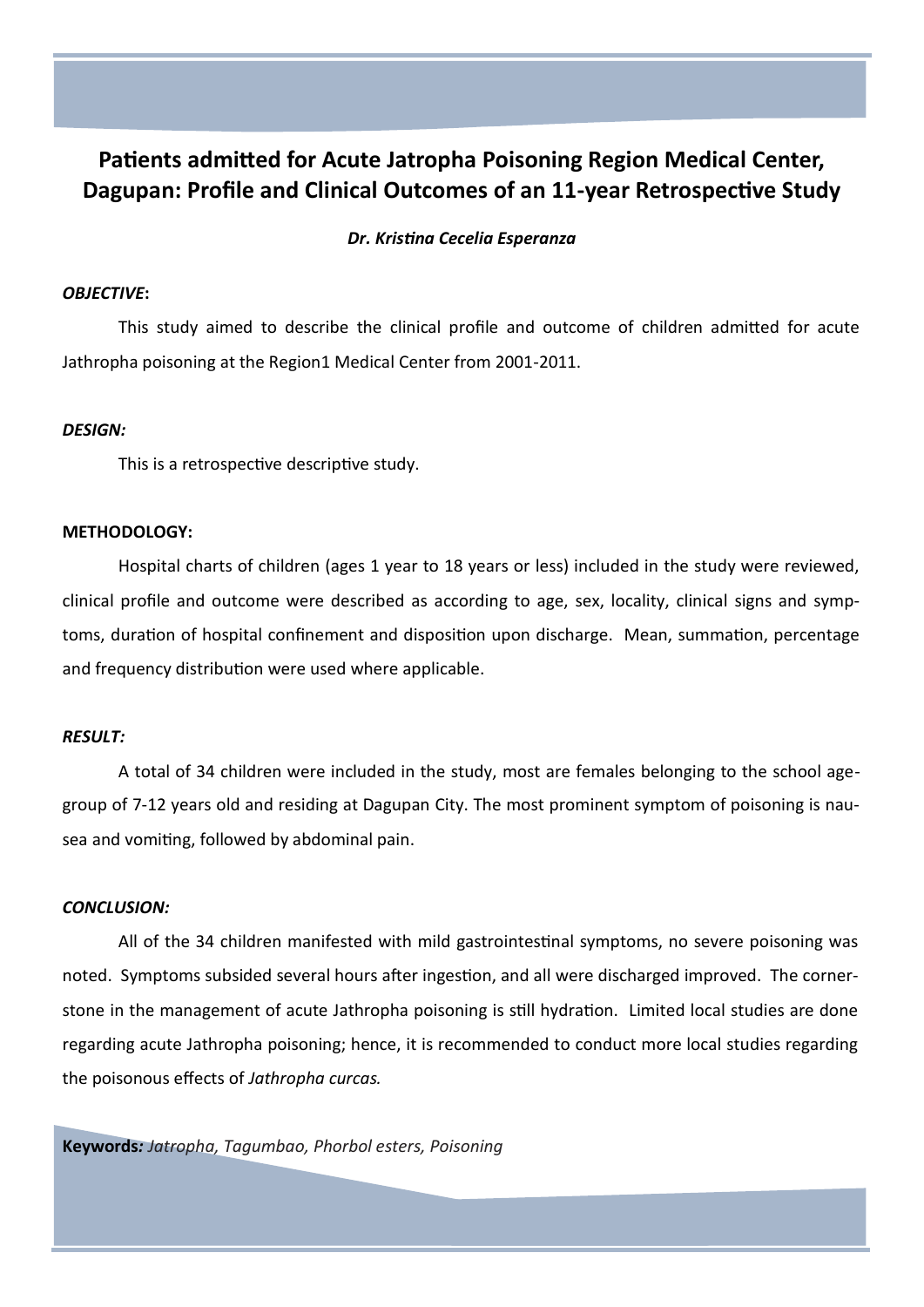# Patients admitted for Acute Jatropha Poisoning Region Medical Center, Dagupan: Profile and Clinical Outcomes of an 11-year Retrospective Study

***Dr. Kristina Cecelia Esperanza***

***OBJECTIVE*:**

This study aimed to describe the clinical profile and outcome of children admitted for acute Jathropha poisoning at the Region1 Medical Center from 2001-2011.

***DESIGN:***

This is a retrospective descriptive study.

**METHODOLOGY:**

Hospital charts of children (ages 1 year to 18 years or less) included in the study were reviewed, clinical profile and outcome were described as according to age, sex, locality, clinical signs and symptoms, duration of hospital confinement and disposition upon discharge. Mean, summation, percentage and frequency distribution were used where applicable.

***RESULT:***

A total of 34 children were included in the study, most are females belonging to the school age-group of 7-12 years old and residing at Dagupan City. The most prominent symptom of poisoning is nausea and vomiting, followed by abdominal pain.

***CONCLUSION:***

All of the 34 children manifested with mild gastrointestinal symptoms, no severe poisoning was noted. Symptoms subsided several hours after ingestion, and all were discharged improved. The cornerstone in the management of acute Jathropha poisoning is still hydration. Limited local studies are done regarding acute Jathropha poisoning; hence, it is recommended to conduct more local studies regarding the poisonous effects of *Jathropha curcas.*

**Keywords***: Jatropha, Tagumbao, Phorbol esters, Poisoning*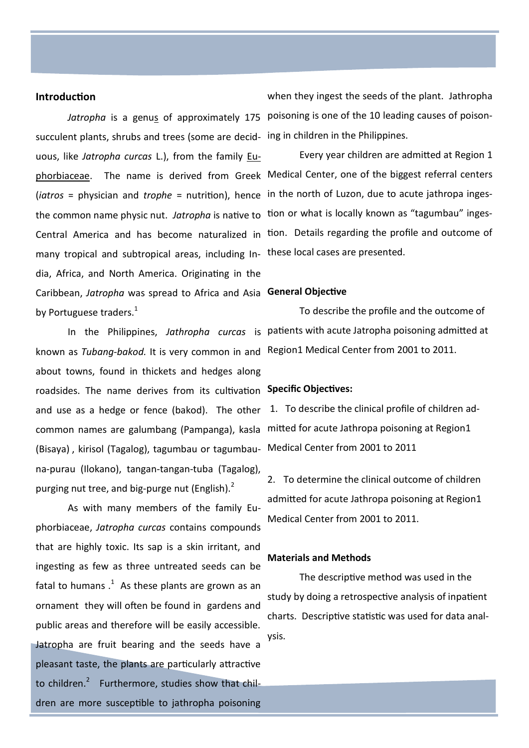## Introduction

*Jatropha* is a genus of approximately 175 succulent plants, shrubs and trees (some are deciduous, like *Jatropha curcas* L.), from the family Euphorbiaceae. The name is derived from Greek (*iatros* = physician and *trophe* = nutrition), hence the common name physic nut. *Jatropha* is native to Central America and has become naturalized in many tropical and subtropical areas, including India, Africa, and North America. Originating in the Caribbean, *Jatropha* was spread to Africa and Asia by Portuguese traders.[1]

In the Philippines, *Jathropha curcas* is known as *Tubang-bakod.* It is very common in and about towns, found in thickets and hedges along roadsides. The name derives from its cultivation and use as a hedge or fence (bakod). The other common names are galumbang (Pampanga), kasla (Bisaya) , kirisol (Tagalog), tagumbau or tagumbau-na-purau (Ilokano), tangan-tangan-tuba (Tagalog), purging nut tree, and big-purge nut (English).[2]

As with many members of the family Euphorbiaceae, *Jatropha curcas* contains compounds that are highly toxic. Its sap is a skin irritant, and ingesting as few as three untreated seeds can be fatal to humans .[1] As these plants are grown as an ornament they will often be found in gardens and public areas and therefore will be easily accessible. Jatropha are fruit bearing and the seeds have a pleasant taste, the plants are particularly attractive to children.[2] Furthermore, studies show that children are more susceptible to jathropha poisoning when they ingest the seeds of the plant. Jathropha poisoning is one of the 10 leading causes of poisoning in children in the Philippines.

Every year children are admitted at Region 1 Medical Center, one of the biggest referral centers in the north of Luzon, due to acute jathropa ingestion or what is locally known as "tagumbau" ingestion. Details regarding the profile and outcome of these local cases are presented.

## General Objective

To describe the profile and the outcome of patients with acute Jatropha poisoning admitted at Region1 Medical Center from 2001 to 2011.

## Specific Objectives:

1. To describe the clinical profile of children admitted for acute Jathropa poisoning at Region1 Medical Center from 2001 to 2011

2. To determine the clinical outcome of children admitted for acute Jathropa poisoning at Region1 Medical Center from 2001 to 2011.

## Materials and Methods

The descriptive method was used in the study by doing a retrospective analysis of inpatient charts. Descriptive statistic was used for data analysis.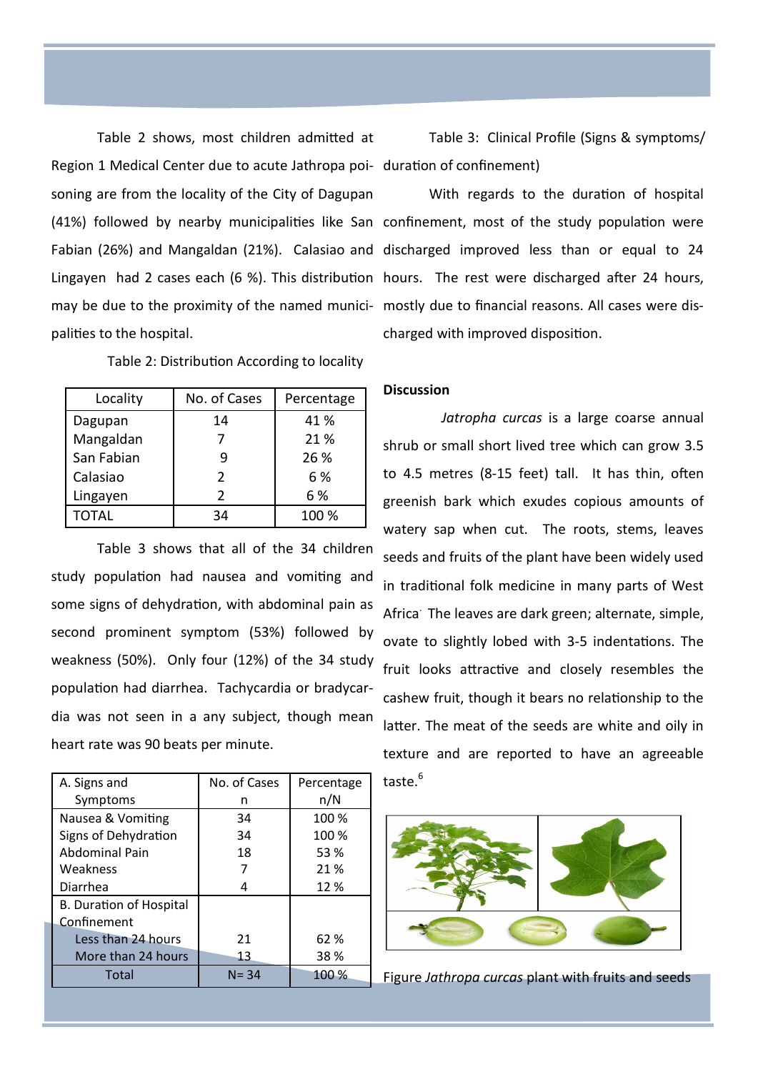Table 2 shows, most children admitted at Region 1 Medical Center due to acute Jathropa poisoning are from the locality of the City of Dagupan (41%) followed by nearby municipalities like San Fabian (26%) and Mangaldan (21%). Calasiao and Lingayen had 2 cases each (6 %). This distribution may be due to the proximity of the named municipalities to the hospital.

Table 2: Distribution According to locality

| Locality | No. of Cases | Percentage |
|---|---|---|
| Dagupan | 14 | 41 % |
| Mangaldan | 7 | 21 % |
| San Fabian | 9 | 26 % |
| Calasiao | 2 | 6 % |
| Lingayen | 2 | 6 % |
| TOTAL | 34 | 100 % |

Table 3 shows that all of the 34 children study population had nausea and vomiting and some signs of dehydration, with abdominal pain as second prominent symptom (53%) followed by weakness (50%). Only four (12%) of the 34 study population had diarrhea. Tachycardia or bradycardia was not seen in a any subject, though mean heart rate was 90 beats per minute.

| A. Signs and Symptoms | No. of Cases n | Percentage n/N |
|---|---|---|
| Nausea & Vomiting | 34 | 100 % |
| Signs of Dehydration | 34 | 100 % |
| Abdominal Pain | 18 | 53 % |
| Weakness | 7 | 21 % |
| Diarrhea | 4 | 12 % |
| B. Duration of Hospital Confinement | | |
| Less than 24 hours | 21 | 62 % |
| More than 24 hours | 13 | 38 % |
| Total | N= 34 | 100 % |

Table 3: Clinical Profile (Signs & symptoms/ duration of confinement)

With regards to the duration of hospital confinement, most of the study population were discharged improved less than or equal to 24 hours. The rest were discharged after 24 hours, mostly due to financial reasons. All cases were discharged with improved disposition.

**Discussion**

*Jatropha curcas* is a large coarse annual shrub or small short lived tree which can grow 3.5 to 4.5 metres (8-15 feet) tall. It has thin, often greenish bark which exudes copious amounts of watery sap when cut. The roots, stems, leaves seeds and fruits of the plant have been widely used in traditional folk medicine in many parts of West Africa. The leaves are dark green; alternate, simple, ovate to slightly lobed with 3-5 indentations. The fruit looks attractive and closely resembles the cashew fruit, though it bears no relationship to the latter. The meat of the seeds are white and oily in texture and are reported to have an agreeable taste.[6]

Figure *Jathropa curcas* plant with fruits and seeds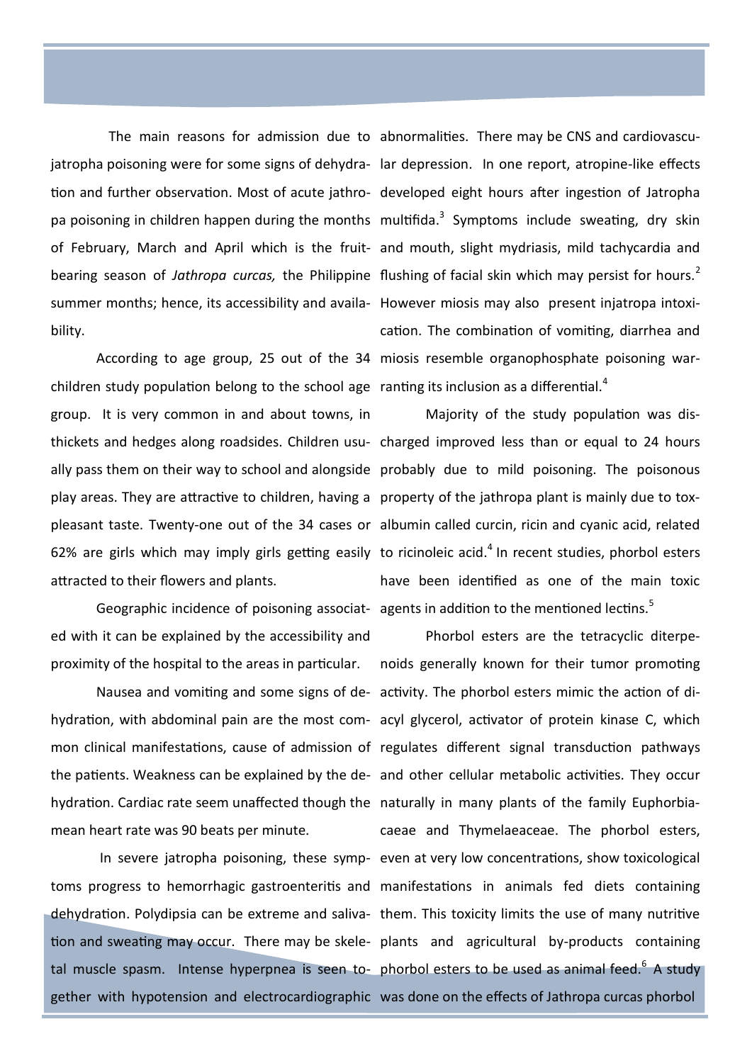The main reasons for admission due to jatropha poisoning were for some signs of dehydration and further observation. Most of acute jathropa poisoning in children happen during the months of February, March and April which is the fruit-bearing season of *Jathropa curcas,* the Philippine summer months; hence, its accessibility and availability.

According to age group, 25 out of the 34 children study population belong to the school age group. It is very common in and about towns, in thickets and hedges along roadsides. Children usually pass them on their way to school and alongside play areas. They are attractive to children, having a pleasant taste. Twenty-one out of the 34 cases or 62% are girls which may imply girls getting easily attracted to their flowers and plants.

Geographic incidence of poisoning associated with it can be explained by the accessibility and proximity of the hospital to the areas in particular.

Nausea and vomiting and some signs of dehydration, with abdominal pain are the most common clinical manifestations, cause of admission of the patients. Weakness can be explained by the dehydration. Cardiac rate seem unaffected though the mean heart rate was 90 beats per minute.

In severe jatropha poisoning, these symptoms progress to hemorrhagic gastroenteritis and dehydration. Polydipsia can be extreme and salivation and sweating may occur. There may be skeletal muscle spasm. Intense hyperpnea is seen together with hypotension and electrocardiographic abnormalities. There may be CNS and cardiovascular depression. In one report, atropine-like effects developed eight hours after ingestion of Jatropha multifida.[3] Symptoms include sweating, dry skin and mouth, slight mydriasis, mild tachycardia and flushing of facial skin which may persist for hours.[2] However miosis may also present injatropa intoxication. The combination of vomiting, diarrhea and miosis resemble organophosphate poisoning warranting its inclusion as a differential.[4]

Majority of the study population was discharged improved less than or equal to 24 hours probably due to mild poisoning. The poisonous property of the jathropa plant is mainly due to toxalbumin called curcin, ricin and cyanic acid, related to ricinoleic acid.[4] In recent studies, phorbol esters have been identified as one of the main toxic agents in addition to the mentioned lectins.[5]

Phorbol esters are the tetracyclic diterpenoids generally known for their tumor promoting activity. The phorbol esters mimic the action of diacyl glycerol, activator of protein kinase C, which regulates different signal transduction pathways and other cellular metabolic activities. They occur naturally in many plants of the family Euphorbiacaeae and Thymelaeaceae. The phorbol esters, even at very low concentrations, show toxicological manifestations in animals fed diets containing them. This toxicity limits the use of many nutritive plants and agricultural by-products containing phorbol esters to be used as animal feed.[6] A study was done on the effects of Jathropa curcas phorbol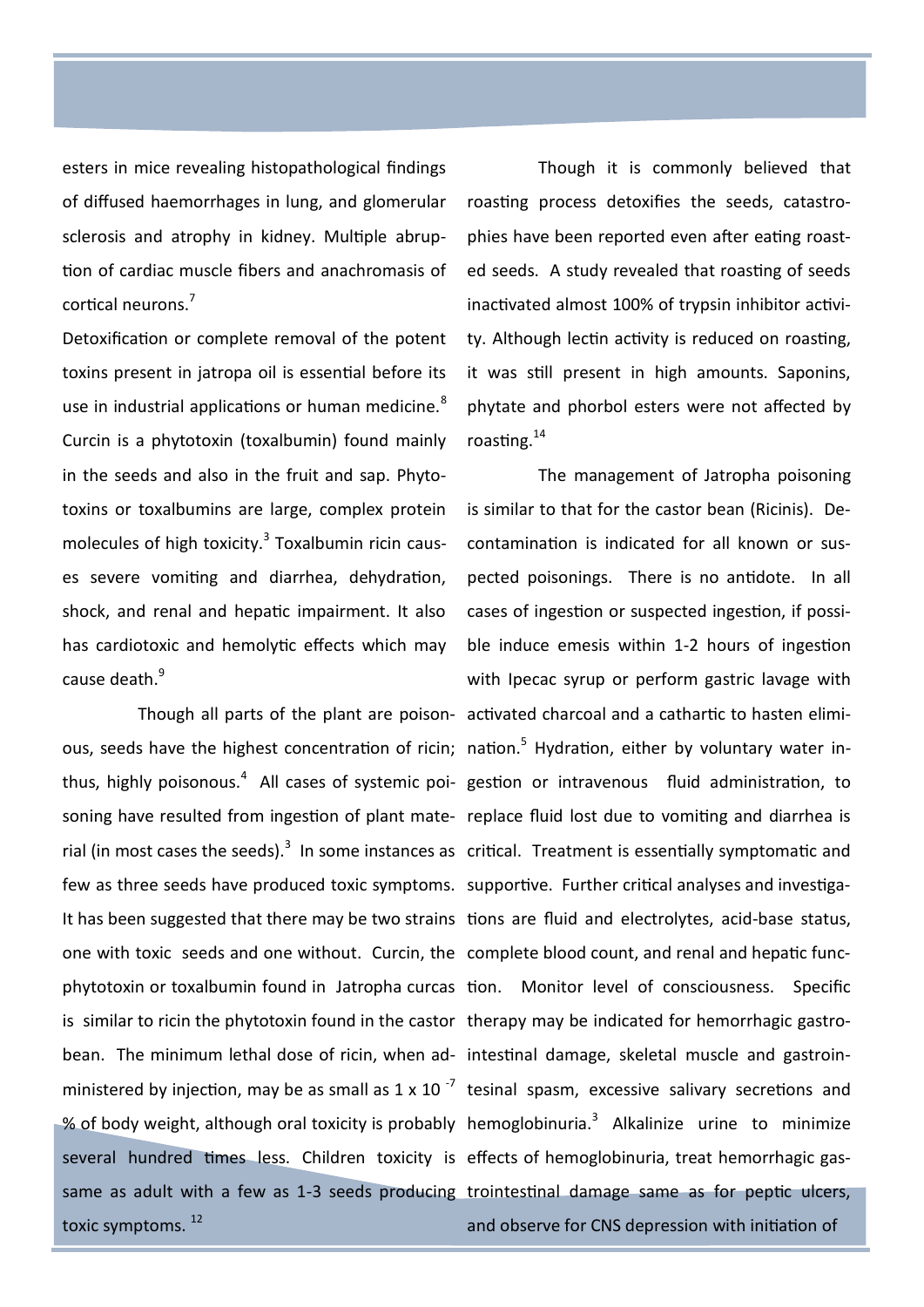esters in mice revealing histopathological findings of diffused haemorrhages in lung, and glomerular sclerosis and atrophy in kidney. Multiple abruption of cardiac muscle fibers and anachromasis of cortical neurons.[7]

Detoxification or complete removal of the potent toxins present in jatropa oil is essential before its use in industrial applications or human medicine.[8] Curcin is a phytotoxin (toxalbumin) found mainly in the seeds and also in the fruit and sap. Phytotoxins or toxalbumins are large, complex protein molecules of high toxicity.[3] Toxalbumin ricin causes severe vomiting and diarrhea, dehydration, shock, and renal and hepatic impairment. It also has cardiotoxic and hemolytic effects which may cause death.[9]

Though all parts of the plant are poisonous, seeds have the highest concentration of ricin; thus, highly poisonous.[4] All cases of systemic poisoning have resulted from ingestion of plant material (in most cases the seeds).[3] In some instances as few as three seeds have produced toxic symptoms. It has been suggested that there may be two strains one with toxic seeds and one without. Curcin, the phytotoxin or toxalbumin found in Jatropha curcas is similar to ricin the phytotoxin found in the castor bean. The minimum lethal dose of ricin, when administered by injection, may be as small as $1 \times 10^{-7}$ % of body weight, although oral toxicity is probably several hundred times less. Children toxicity is same as adult with a few as 1-3 seeds producing toxic symptoms.[12]

Though it is commonly believed that roasting process detoxifies the seeds, catastrophies have been reported even after eating roasted seeds. A study revealed that roasting of seeds inactivated almost 100% of trypsin inhibitor activity. Although lectin activity is reduced on roasting, it was still present in high amounts. Saponins, phytate and phorbol esters were not affected by roasting.[14]

The management of Jatropha poisoning is similar to that for the castor bean (Ricinis). Decontamination is indicated for all known or suspected poisonings. There is no antidote. In all cases of ingestion or suspected ingestion, if possible induce emesis within 1-2 hours of ingestion with Ipecac syrup or perform gastric lavage with activated charcoal and a cathartic to hasten elimination.[5] Hydration, either by voluntary water ingestion or intravenous fluid administration, to replace fluid lost due to vomiting and diarrhea is critical. Treatment is essentially symptomatic and supportive. Further critical analyses and investigations are fluid and electrolytes, acid-base status, complete blood count, and renal and hepatic function. Monitor level of consciousness. Specific therapy may be indicated for hemorrhagic gastrointestinal damage, skeletal muscle and gastrointestinal spasm, excessive salivary secretions and hemoglobinuria.[3] Alkalinize urine to minimize effects of hemoglobinuria, treat hemorrhagic gastrointestinal damage same as for peptic ulcers, and observe for CNS depression with initiation of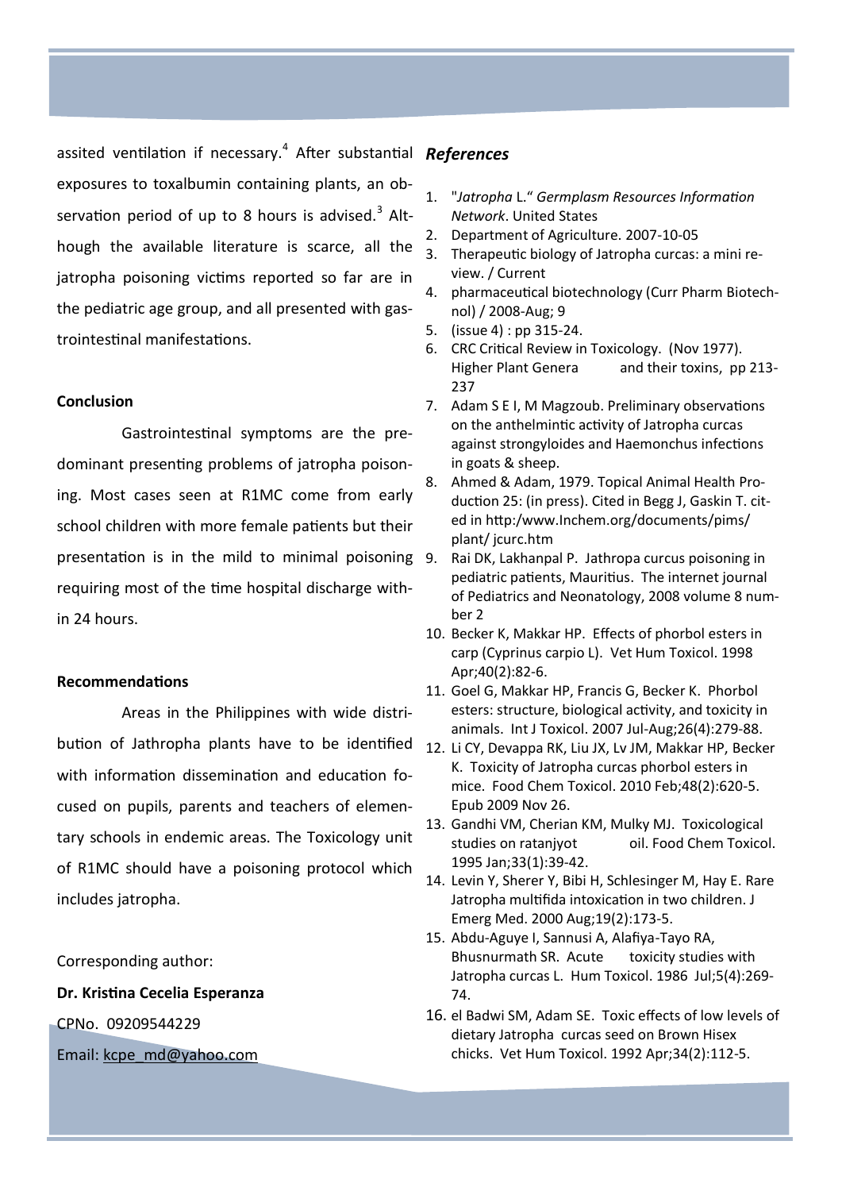assited ventilation if necessary.[4] After substantial exposures to toxalbumin containing plants, an observation period of up to 8 hours is advised.[3] Although the available literature is scarce, all the jatropha poisoning victims reported so far are in the pediatric age group, and all presented with gastrointestinal manifestations.

**Conclusion**

Gastrointestinal symptoms are the predominant presenting problems of jatropha poisoning. Most cases seen at R1MC come from early school children with more female patients but their presentation is in the mild to minimal poisoning requiring most of the time hospital discharge within 24 hours.

**Recommendations**

Areas in the Philippines with wide distribution of Jathropha plants have to be identified with information dissemination and education focused on pupils, parents and teachers of elementary schools in endemic areas. The Toxicology unit of R1MC should have a poisoning protocol which includes jatropha.

Corresponding author:

**Dr. Kristina Cecelia Esperanza**

CPNo. 09209544229

Email: kcpe_md@yahoo.com

## *References*

1. "*Jatropha* L." *Germplasm Resources Information Network*. United States
2. Department of Agriculture. 2007-10-05
3. Therapeutic biology of Jatropha curcas: a mini review. / Current
4. pharmaceutical biotechnology (Curr Pharm Biotechnol) / 2008-Aug; 9
5. (issue 4) : pp 315-24.
6. CRC Critical Review in Toxicology. (Nov 1977). Higher Plant Genera and their toxins, pp 213-237
7. Adam S E I, M Magzoub. Preliminary observations on the anthelmintic activity of Jatropha curcas against strongyloides and Haemonchus infections in goats & sheep.
8. Ahmed & Adam, 1979. Topical Animal Health Production 25: (in press). Cited in Begg J, Gaskin T. cited in http:/www.Inchem.org/documents/pims/plant/ jcurc.htm
9. Rai DK, Lakhanpal P. Jathropa curcus poisoning in pediatric patients, Mauritius. The internet journal of Pediatrics and Neonatology, 2008 volume 8 number 2
10. Becker K, Makkar HP. Effects of phorbol esters in carp (Cyprinus carpio L). Vet Hum Toxicol. 1998 Apr;40(2):82-6.
11. Goel G, Makkar HP, Francis G, Becker K. Phorbol esters: structure, biological activity, and toxicity in animals. Int J Toxicol. 2007 Jul-Aug;26(4):279-88.
12. Li CY, Devappa RK, Liu JX, Lv JM, Makkar HP, Becker K. Toxicity of Jatropha curcas phorbol esters in mice. Food Chem Toxicol. 2010 Feb;48(2):620-5. Epub 2009 Nov 26.
13. Gandhi VM, Cherian KM, Mulky MJ. Toxicological studies on ratanjyot oil. Food Chem Toxicol. 1995 Jan;33(1):39-42.
14. Levin Y, Sherer Y, Bibi H, Schlesinger M, Hay E. Rare Jatropha multifida intoxication in two children. J Emerg Med. 2000 Aug;19(2):173-5.
15. Abdu-Aguye I, Sannusi A, Alafiya-Tayo RA, Bhusnurmath SR. Acute toxicity studies with Jatropha curcas L. Hum Toxicol. 1986 Jul;5(4):269-74.
16. el Badwi SM, Adam SE. Toxic effects of low levels of dietary Jatropha curcas seed on Brown Hisex chicks. Vet Hum Toxicol. 1992 Apr;34(2):112-5.